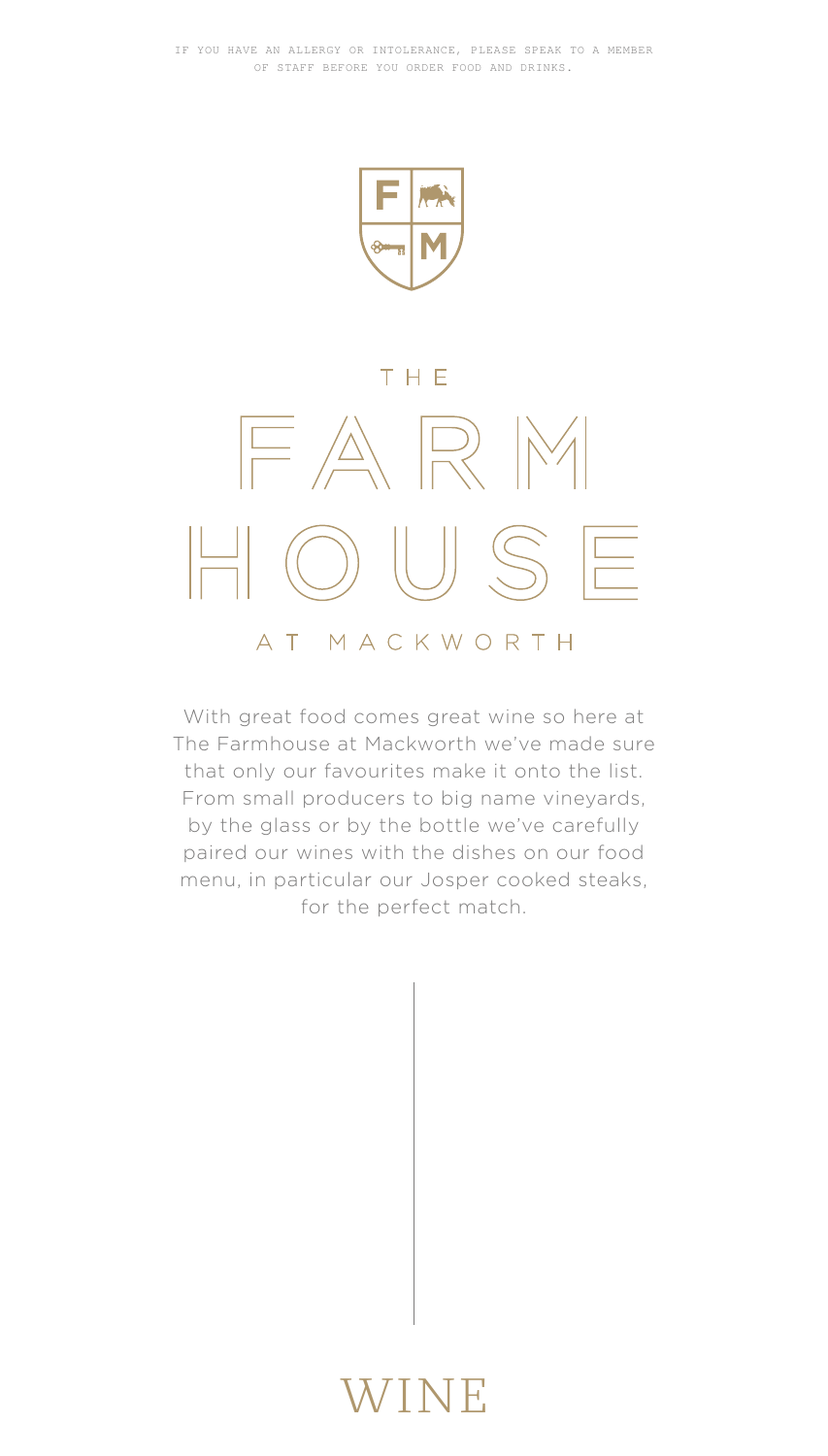IF YOU HAVE AN ALLERGY OR INTOLERANCE, PLEASE SPEAK TO A MEMBER OF STAFF BEFORE YOU ORDER FOOD AND DRINKS.

# THE FARMHOUSE AT MACKWORTH

With great food comes great wine so here at The Farmhouse at Mackworth we've made sure that only our favourites make it onto the list. From small producers to big name vineyards, by the glass or by the bottle we've carefully paired our wines with the dishes on our food menu, in particular our Josper cooked steaks, for the perfect match.

# WINE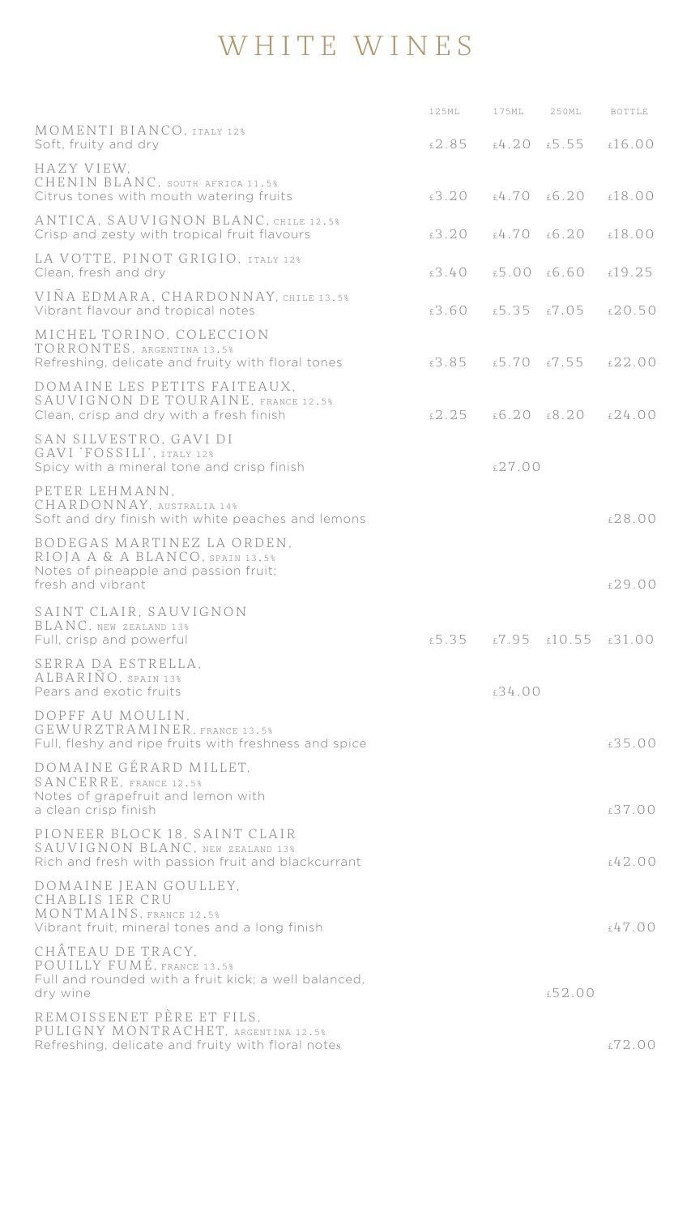# WHITE WINES

| Wine | 125ML | 175ML | 250ML | BOTTLE |
|---|---|---|---|---|
| MOMENTI BIANCO, ITALY 12%<br>Soft, fruity and dry | £2.85 | £4.20 | £5.55 | £16.00 |
| HAZY VIEW, CHENIN BLANC, SOUTH AFRICA 11.5%<br>Citrus tones with mouth watering fruits | £3.20 | £4.70 | £6.20 | £18.00 |
| ANTICA, SAUVIGNON BLANC, CHILE 12.5%<br>Crisp and zesty with tropical fruit flavours | £3.20 | £4.70 | £6.20 | £18.00 |
| LA VOTTE, PINOT GRIGIO, ITALY 12%<br>Clean, fresh and dry | £3.40 | £5.00 | £6.60 | £19.25 |
| VIÑA EDMARA, CHARDONNAY, CHILE 13.5%<br>Vibrant flavour and tropical notes | £3.60 | £5.35 | £7.05 | £20.50 |
| MICHEL TORINO, COLECCION TORRONTES, ARGENTINA 13.5%<br>Refreshing, delicate and fruity with floral tones | £3.85 | £5.70 | £7.55 | £22.00 |
| DOMAINE LES PETITS FAITEAUX, SAUVIGNON DE TOURAINE, FRANCE 12.5%<br>Clean, crisp and dry with a fresh finish | £2.25 | £6.20 | £8.20 | £24.00 |
| SAN SILVESTRO, GAVI DI GAVI 'FOSSILI', ITALY 12%<br>Spicy with a mineral tone and crisp finish | | £27.00 | | |
| PETER LEHMANN, CHARDONNAY, AUSTRALIA 14%<br>Soft and dry finish with white peaches and lemons | | | | £28.00 |
| BODEGAS MARTINEZ LA ORDEN, RIOJA A & A BLANCO, SPAIN 13.5%<br>Notes of pineapple and passion fruit; fresh and vibrant | | | | £29.00 |
| SAINT CLAIR, SAUVIGNON BLANC, NEW ZEALAND 13%<br>Full, crisp and powerful | £5.35 | £7.95 | £10.55 | £31.00 |
| SERRA DA ESTRELLA, ALBARIÑO, SPAIN 13%<br>Pears and exotic fruits | | £34.00 | | |
| DOPFF AU MOULIN, GEWURZTRAMINER, FRANCE 13.5%<br>Full, fleshy and ripe fruits with freshness and spice | | | | £35.00 |
| DOMAINE GÉRARD MILLET, SANCERRE, FRANCE 12.5%<br>Notes of grapefruit and lemon with a clean crisp finish | | | | £37.00 |
| PIONEER BLOCK 18, SAINT CLAIR SAUVIGNON BLANC, NEW ZEALAND 13%<br>Rich and fresh with passion fruit and blackcurrant | | | | £42.00 |
| DOMAINE JEAN GOULLEY, CHABLIS 1ER CRU MONTMAINS, FRANCE 12.5%<br>Vibrant fruit, mineral tones and a long finish | | | | £47.00 |
| CHÂTEAU DE TRACY, POUILLY FUMÉ, FRANCE 13.5%<br>Full and rounded with a fruit kick; a well balanced, dry wine | | | £52.00 | |
| REMOISSENET PÈRE ET FILS, PULIGNY MONTRACHET, ARGENTINA 12.5%<br>Refreshing, delicate and fruity with floral notes | | | | £72.00 |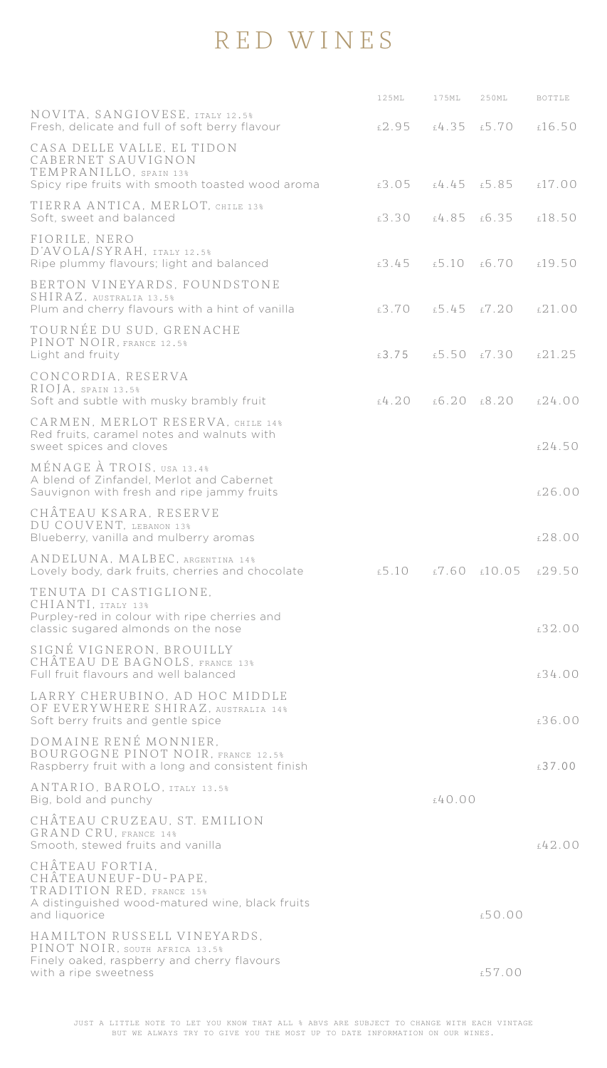# RED WINES

| | 125ML | 175ML | 250ML | BOTTLE |
|---|---|---|---|---|
| NOVITA, SANGIOVESE, ITALY 12.5%<br>Fresh, delicate and full of soft berry flavour | £2.95 | £4.35 | £5.70 | £16.50 |
| CASA DELLE VALLE, EL TIDON CABERNET SAUVIGNON TEMPRANILLO, SPAIN 13%<br>Spicy ripe fruits with smooth toasted wood aroma | £3.05 | £4.45 | £5.85 | £17.00 |
| TIERRA ANTICA, MERLOT, CHILE 13%<br>Soft, sweet and balanced | £3.30 | £4.85 | £6.35 | £18.50 |
| FIORILE, NERO D'AVOLA/SYRAH, ITALY 12.5%<br>Ripe plummy flavours; light and balanced | £3.45 | £5.10 | £6.70 | £19.50 |
| BERTON VINEYARDS, FOUNDSTONE SHIRAZ, AUSTRALIA 13.5%<br>Plum and cherry flavours with a hint of vanilla | £3.70 | £5.45 | £7.20 | £21.00 |
| TOURNÉE DU SUD, GRENACHE PINOT NOIR, FRANCE 12.5%<br>Light and fruity | £3.75 | £5.50 | £7.30 | £21.25 |
| CONCORDIA, RESERVA RIOJA, SPAIN 13.5%<br>Soft and subtle with musky brambly fruit | £4.20 | £6.20 | £8.20 | £24.00 |
| CARMEN, MERLOT RESERVA, CHILE 14%<br>Red fruits, caramel notes and walnuts with sweet spices and cloves | | | | £24.50 |
| MÉNAGE À TROIS, USA 13.4%<br>A blend of Zinfandel, Merlot and Cabernet Sauvignon with fresh and ripe jammy fruits | | | | £26.00 |
| CHÂTEAU KSARA, RESERVE DU COUVENT, LEBANON 13%<br>Blueberry, vanilla and mulberry aromas | | | | £28.00 |
| ANDELUNA, MALBEC, ARGENTINA 14%<br>Lovely body, dark fruits, cherries and chocolate | £5.10 | £7.60 | £10.05 | £29.50 |
| TENUTA DI CASTIGLIONE, CHIANTI, ITALY 13%<br>Purpley-red in colour with ripe cherries and classic sugared almonds on the nose | | | | £32.00 |
| SIGNÉ VIGNERON, BROUILLY CHÂTEAU DE BAGNOLS, FRANCE 13%<br>Full fruit flavours and well balanced | | | | £34.00 |
| LARRY CHERUBINO, AD HOC MIDDLE OF EVERYWHERE SHIRAZ, AUSTRALIA 14%<br>Soft berry fruits and gentle spice | | | | £36.00 |
| DOMAINE RENÉ MONNIER, BOURGOGNE PINOT NOIR, FRANCE 12.5%<br>Raspberry fruit with a long and consistent finish | | | | £37.00 |
| ANTARIO, BAROLO, ITALY 13.5%<br>Big, bold and punchy | | £40.00 | | |
| CHÂTEAU CRUZEAU, ST. EMILION GRAND CRU, FRANCE 14%<br>Smooth, stewed fruits and vanilla | | | | £42.00 |
| CHÂTEAU FORTIA, CHÂTEAUNEUF-DU-PAPE, TRADITION RED, FRANCE 15%<br>A distinguished wood-matured wine, black fruits and liquorice | | | £50.00 | |
| HAMILTON RUSSELL VINEYARDS, PINOT NOIR, SOUTH AFRICA 13.5%<br>Finely oaked, raspberry and cherry flavours with a ripe sweetness | | | £57.00 | |

JUST A LITTLE NOTE TO LET YOU KNOW THAT ALL % ABVS ARE SUBJECT TO CHANGE WITH EACH VINTAGE BUT WE ALWAYS TRY TO GIVE YOU THE MOST UP TO DATE INFORMATION ON OUR WINES.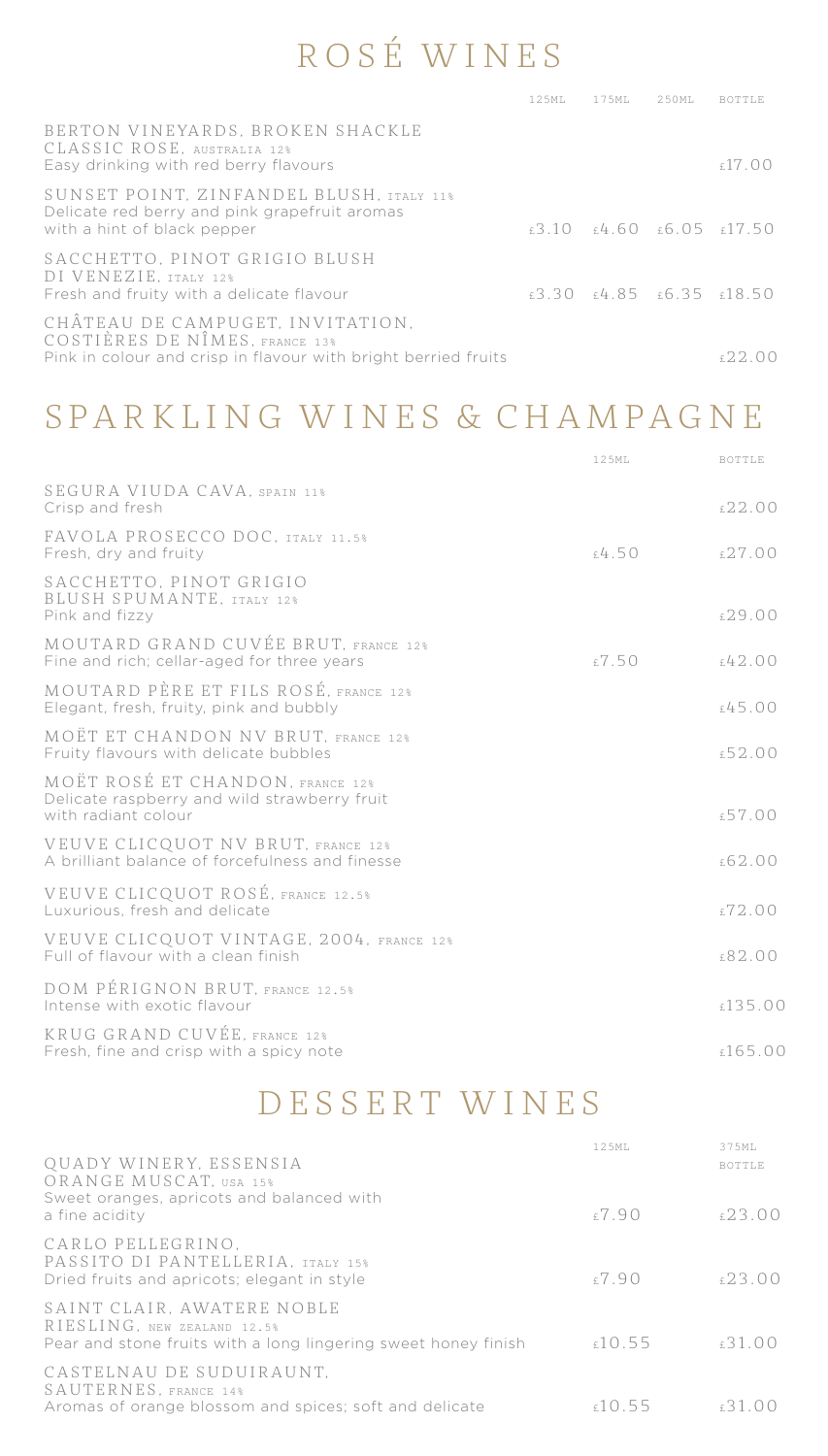# ROSÉ WINES

| | 125ML | 175ML | 250ML | BOTTLE |
|---|---|---|---|---|
| BERTON VINEYARDS, BROKEN SHACKLE CLASSIC ROSE, AUSTRALIA 12%<br>Easy drinking with red berry flavours | | | | £17.00 |
| SUNSET POINT, ZINFANDEL BLUSH, ITALY 11%<br>Delicate red berry and pink grapefruit aromas with a hint of black pepper | £3.10 | £4.60 | £6.05 | £17.50 |
| SACCHETTO, PINOT GRIGIO BLUSH DI VENEZIE, ITALY 12%<br>Fresh and fruity with a delicate flavour | £3.30 | £4.85 | £6.35 | £18.50 |
| CHÂTEAU DE CAMPUGET, INVITATION, COSTIÈRES DE NÎMES, FRANCE 13%<br>Pink in colour and crisp in flavour with bright berried fruits | | | | £22.00 |

# SPARKLING WINES & CHAMPAGNE

| | 125ML | BOTTLE |
|---|---|---|
| SEGURA VIUDA CAVA, SPAIN 11%<br>Crisp and fresh | | £22.00 |
| FAVOLA PROSECCO DOC, ITALY 11.5%<br>Fresh, dry and fruity | £4.50 | £27.00 |
| SACCHETTO, PINOT GRIGIO BLUSH SPUMANTE, ITALY 12%<br>Pink and fizzy | | £29.00 |
| MOUTARD GRAND CUVÉE BRUT, FRANCE 12%<br>Fine and rich; cellar-aged for three years | £7.50 | £42.00 |
| MOUTARD PÈRE ET FILS ROSÉ, FRANCE 12%<br>Elegant, fresh, fruity, pink and bubbly | | £45.00 |
| MOËT ET CHANDON NV BRUT, FRANCE 12%<br>Fruity flavours with delicate bubbles | | £52.00 |
| MOËT ROSÉ ET CHANDON, FRANCE 12%<br>Delicate raspberry and wild strawberry fruit with radiant colour | | £57.00 |
| VEUVE CLICQUOT NV BRUT, FRANCE 12%<br>A brilliant balance of forcefulness and finesse | | £62.00 |
| VEUVE CLICQUOT ROSÉ, FRANCE 12.5%<br>Luxurious, fresh and delicate | | £72.00 |
| VEUVE CLICQUOT VINTAGE, 2004, FRANCE 12%<br>Full of flavour with a clean finish | | £82.00 |
| DOM PÉRIGNON BRUT, FRANCE 12.5%<br>Intense with exotic flavour | | £135.00 |
| KRUG GRAND CUVÉE, FRANCE 12%<br>Fresh, fine and crisp with a spicy note | | £165.00 |

# DESSERT WINES

| | 125ML | 375ML BOTTLE |
|---|---|---|
| QUADY WINERY, ESSENSIA ORANGE MUSCAT, USA 15%<br>Sweet oranges, apricots and balanced with a fine acidity | £7.90 | £23.00 |
| CARLO PELLEGRINO, PASSITO DI PANTELLERIA, ITALY 15%<br>Dried fruits and apricots; elegant in style | £7.90 | £23.00 |
| SAINT CLAIR, AWATERE NOBLE RIESLING, NEW ZEALAND 12.5%<br>Pear and stone fruits with a long lingering sweet honey finish | £10.55 | £31.00 |
| CASTELNAU DE SUDUIRAUNT, SAUTERNES, FRANCE 14%<br>Aromas of orange blossom and spices; soft and delicate | £10.55 | £31.00 |